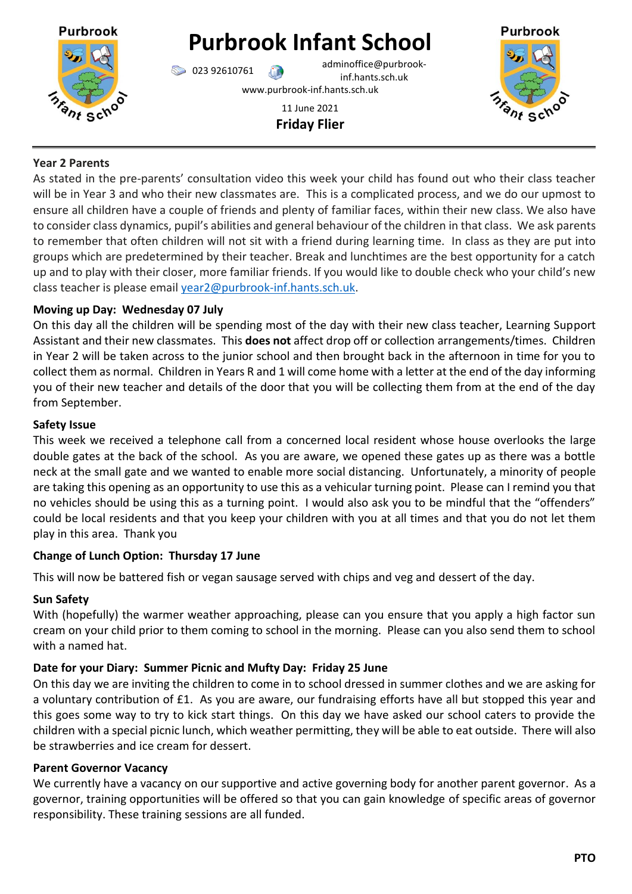# Purbrook Infant School

023 92610761 adminoffice@purbrook-inf.hants.sch.uk

www.purbrook-inf.hants.sch.uk

11 June 2021

**Friday Flier**

**Year 2 Parents**

As stated in the pre-parents' consultation video this week your child has found out who their class teacher will be in Year 3 and who their new classmates are. This is a complicated process, and we do our upmost to ensure all children have a couple of friends and plenty of familiar faces, within their new class. We also have to consider class dynamics, pupil's abilities and general behaviour of the children in that class. We ask parents to remember that often children will not sit with a friend during learning time. In class as they are put into groups which are predetermined by their teacher. Break and lunchtimes are the best opportunity for a catch up and to play with their closer, more familiar friends. If you would like to double check who your child's new class teacher is please email year2@purbrook-inf.hants.sch.uk.

**Moving up Day: Wednesday 07 July**

On this day all the children will be spending most of the day with their new class teacher, Learning Support Assistant and their new classmates. This **does not** affect drop off or collection arrangements/times. Children in Year 2 will be taken across to the junior school and then brought back in the afternoon in time for you to collect them as normal. Children in Years R and 1 will come home with a letter at the end of the day informing you of their new teacher and details of the door that you will be collecting them from at the end of the day from September.

**Safety Issue**

This week we received a telephone call from a concerned local resident whose house overlooks the large double gates at the back of the school. As you are aware, we opened these gates up as there was a bottle neck at the small gate and we wanted to enable more social distancing. Unfortunately, a minority of people are taking this opening as an opportunity to use this as a vehicular turning point. Please can I remind you that no vehicles should be using this as a turning point. I would also ask you to be mindful that the "offenders" could be local residents and that you keep your children with you at all times and that you do not let them play in this area. Thank you

**Change of Lunch Option: Thursday 17 June**

This will now be battered fish or vegan sausage served with chips and veg and dessert of the day.

**Sun Safety**

With (hopefully) the warmer weather approaching, please can you ensure that you apply a high factor sun cream on your child prior to them coming to school in the morning. Please can you also send them to school with a named hat.

**Date for your Diary: Summer Picnic and Mufty Day: Friday 25 June**

On this day we are inviting the children to come in to school dressed in summer clothes and we are asking for a voluntary contribution of £1. As you are aware, our fundraising efforts have all but stopped this year and this goes some way to try to kick start things. On this day we have asked our school caters to provide the children with a special picnic lunch, which weather permitting, they will be able to eat outside. There will also be strawberries and ice cream for dessert.

**Parent Governor Vacancy**

We currently have a vacancy on our supportive and active governing body for another parent governor. As a governor, training opportunities will be offered so that you can gain knowledge of specific areas of governor responsibility. These training sessions are all funded.

**PTO**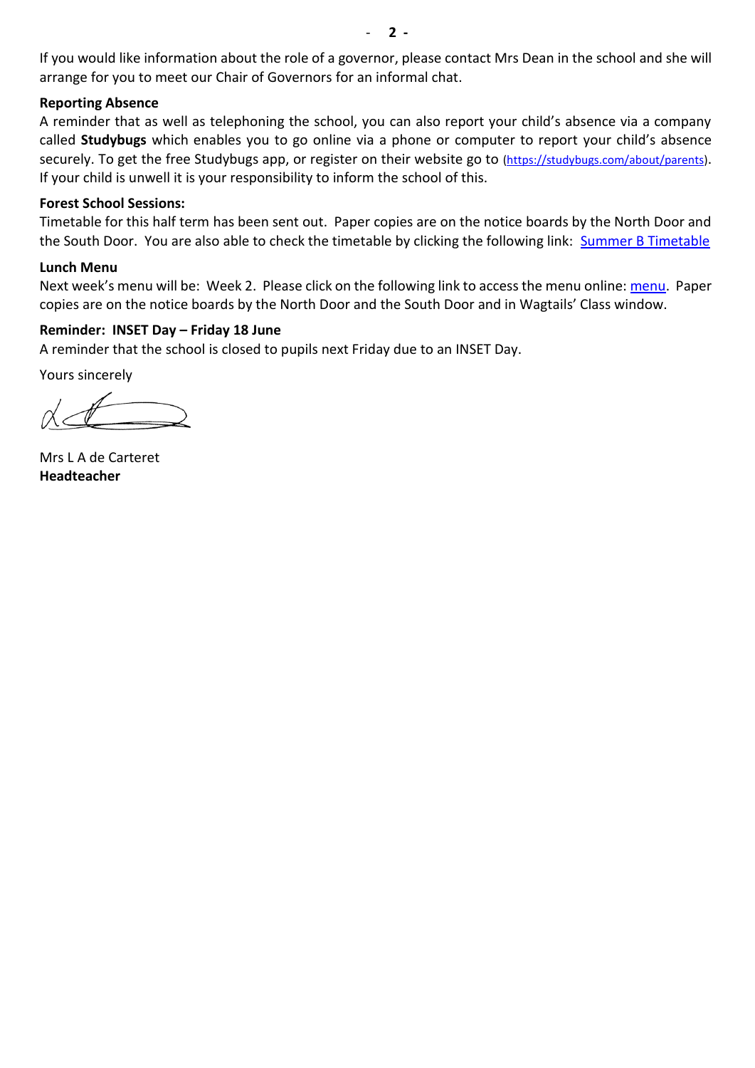If you would like information about the role of a governor, please contact Mrs Dean in the school and she will arrange for you to meet our Chair of Governors for an informal chat.

**Reporting Absence**

A reminder that as well as telephoning the school, you can also report your child's absence via a company called **Studybugs** which enables you to go online via a phone or computer to report your child's absence securely. To get the free Studybugs app, or register on their website go to (https://studybugs.com/about/parents). If your child is unwell it is your responsibility to inform the school of this.

**Forest School Sessions:**

Timetable for this half term has been sent out. Paper copies are on the notice boards by the North Door and the South Door. You are also able to check the timetable by clicking the following link: Summer B Timetable

**Lunch Menu**

Next week's menu will be: Week 2. Please click on the following link to access the menu online: menu. Paper copies are on the notice boards by the North Door and the South Door and in Wagtails' Class window.

**Reminder: INSET Day – Friday 18 June**

A reminder that the school is closed to pupils next Friday due to an INSET Day.

Yours sincerely

Mrs L A de Carteret
**Headteacher**